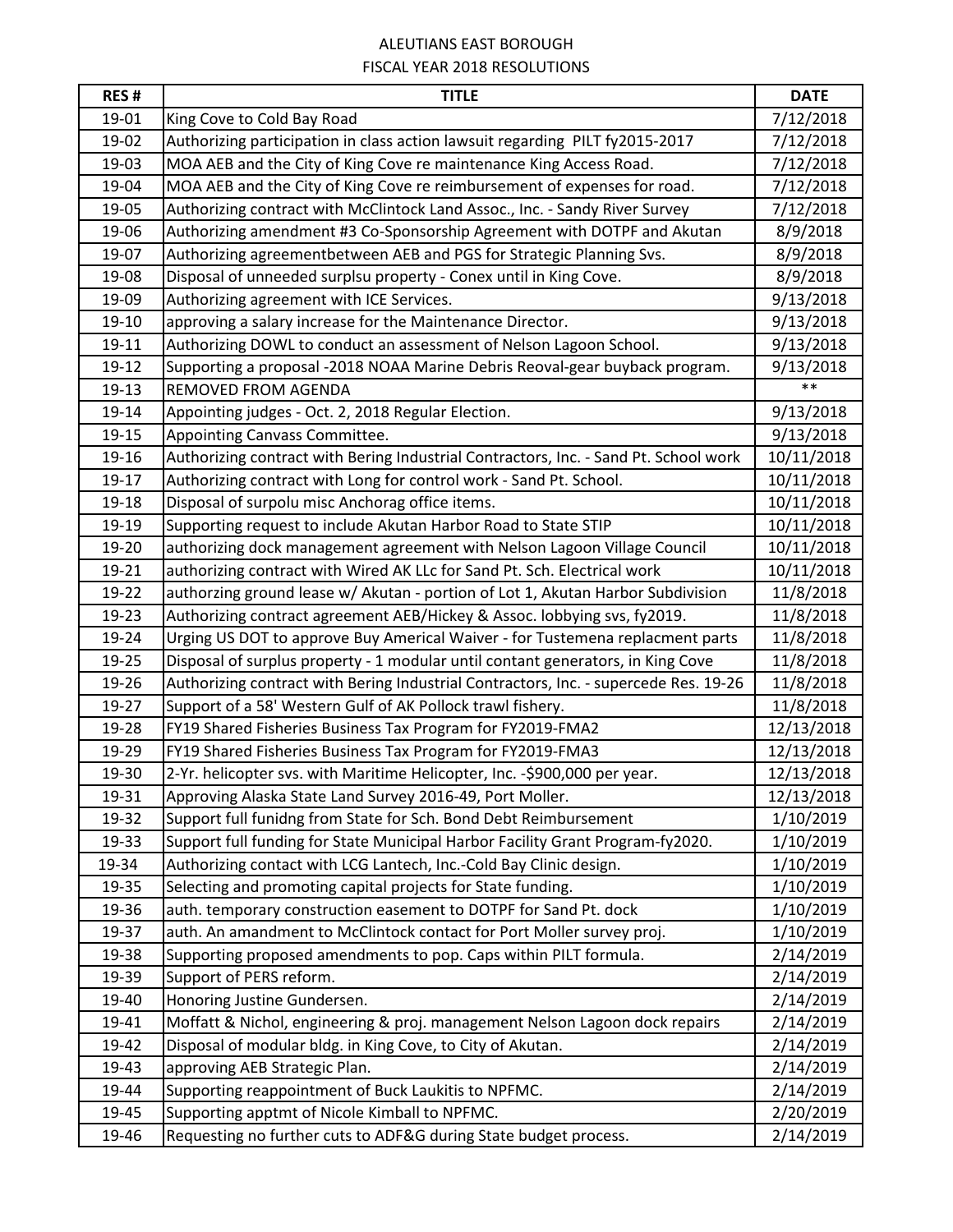# ALEUTIANS EAST BOROUGH

## FISCAL YEAR 2018 RESOLUTIONS

| RES # | TITLE | DATE |
|---|---|---|
| 19-01 | King Cove to Cold Bay Road | 7/12/2018 |
| 19-02 | Authorizing participation in class action lawsuit regarding PILT fy2015-2017 | 7/12/2018 |
| 19-03 | MOA AEB and the City of King Cove re maintenance King Access Road. | 7/12/2018 |
| 19-04 | MOA AEB and the City of King Cove re reimbursement of expenses for road. | 7/12/2018 |
| 19-05 | Authorizing contract with McClintock Land Assoc., Inc. - Sandy River Survey | 7/12/2018 |
| 19-06 | Authorizing amendment #3 Co-Sponsorship Agreement with DOTPF and Akutan | 8/9/2018 |
| 19-07 | Authorizing agreementbetween AEB and PGS for Strategic Planning Svs. | 8/9/2018 |
| 19-08 | Disposal of unneeded surplsu property - Conex until in King Cove. | 8/9/2018 |
| 19-09 | Authorizing agreement with ICE Services. | 9/13/2018 |
| 19-10 | approving a salary increase for the Maintenance Director. | 9/13/2018 |
| 19-11 | Authorizing DOWL to conduct an assessment of Nelson Lagoon School. | 9/13/2018 |
| 19-12 | Supporting a proposal -2018 NOAA Marine Debris Reoval-gear buyback program. | 9/13/2018 |
| 19-13 | REMOVED FROM AGENDA | ** |
| 19-14 | Appointing judges - Oct. 2, 2018 Regular Election. | 9/13/2018 |
| 19-15 | Appointing Canvass Committee. | 9/13/2018 |
| 19-16 | Authorizing contract with Bering Industrial Contractors, Inc. - Sand Pt. School work | 10/11/2018 |
| 19-17 | Authorizing contract with Long for control work - Sand Pt. School. | 10/11/2018 |
| 19-18 | Disposal of surpolu misc Anchorag office items. | 10/11/2018 |
| 19-19 | Supporting request to include Akutan Harbor Road to State STIP | 10/11/2018 |
| 19-20 | authorizing dock management agreement with Nelson Lagoon Village Council | 10/11/2018 |
| 19-21 | authorizing contract with Wired AK LLc for Sand Pt. Sch. Electrical work | 10/11/2018 |
| 19-22 | authorzing ground lease w/ Akutan - portion of Lot 1, Akutan Harbor Subdivision | 11/8/2018 |
| 19-23 | Authorizing contract agreement AEB/Hickey & Assoc. lobbying svs, fy2019. | 11/8/2018 |
| 19-24 | Urging US DOT to approve Buy Americal Waiver - for Tustemena replacment parts | 11/8/2018 |
| 19-25 | Disposal of surplus property - 1 modular until contant generators, in King Cove | 11/8/2018 |
| 19-26 | Authorizing contract with Bering Industrial Contractors, Inc. - supercede Res. 19-26 | 11/8/2018 |
| 19-27 | Support of a 58' Western Gulf of AK Pollock trawl fishery. | 11/8/2018 |
| 19-28 | FY19 Shared Fisheries Business Tax Program for FY2019-FMA2 | 12/13/2018 |
| 19-29 | FY19 Shared Fisheries Business Tax Program for FY2019-FMA3 | 12/13/2018 |
| 19-30 | 2-Yr. helicopter svs. with Maritime Helicopter, Inc. -$900,000 per year. | 12/13/2018 |
| 19-31 | Approving Alaska State Land Survey 2016-49, Port Moller. | 12/13/2018 |
| 19-32 | Support full funidng from State for Sch. Bond Debt Reimbursement | 1/10/2019 |
| 19-33 | Support full funding for State Municipal Harbor Facility Grant Program-fy2020. | 1/10/2019 |
| 19-34 | Authorizing contact with LCG Lantech, Inc.-Cold Bay Clinic design. | 1/10/2019 |
| 19-35 | Selecting and promoting capital projects for State funding. | 1/10/2019 |
| 19-36 | auth. temporary construction easement to DOTPF for Sand Pt. dock | 1/10/2019 |
| 19-37 | auth. An amandment to McClintock contact for Port Moller survey proj. | 1/10/2019 |
| 19-38 | Supporting proposed amendments to pop. Caps within PILT formula. | 2/14/2019 |
| 19-39 | Support of PERS reform. | 2/14/2019 |
| 19-40 | Honoring Justine Gundersen. | 2/14/2019 |
| 19-41 | Moffatt & Nichol, engineering & proj. management Nelson Lagoon dock repairs | 2/14/2019 |
| 19-42 | Disposal of modular bldg. in King Cove, to City of Akutan. | 2/14/2019 |
| 19-43 | approving AEB Strategic Plan. | 2/14/2019 |
| 19-44 | Supporting reappointment of Buck Laukitis to NPFMC. | 2/14/2019 |
| 19-45 | Supporting apptmt of Nicole Kimball to NPFMC. | 2/20/2019 |
| 19-46 | Requesting no further cuts to ADF&G during State budget process. | 2/14/2019 |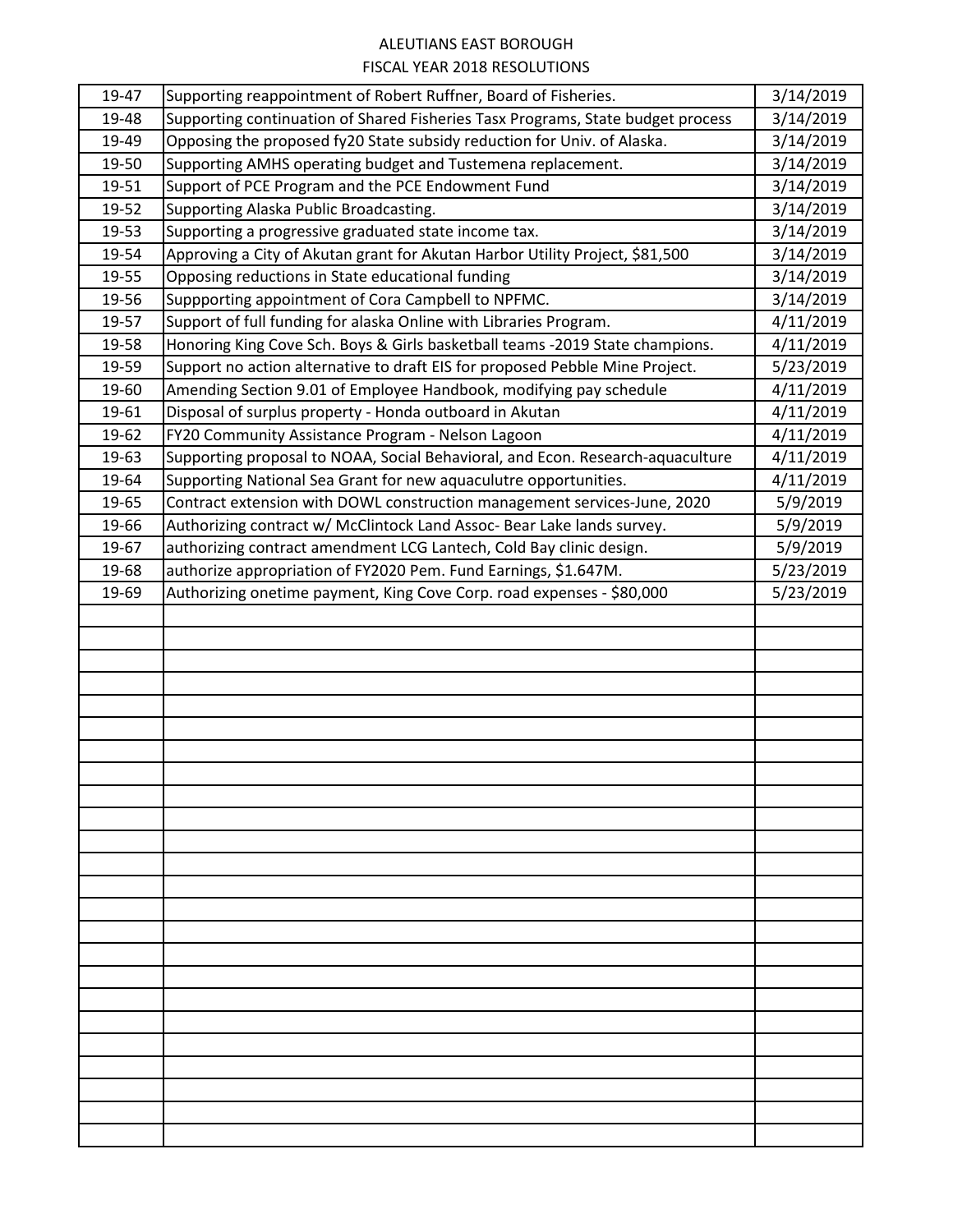ALEUTIANS EAST BOROUGH

FISCAL YEAR 2018 RESOLUTIONS

| | | |
|---|---|---|
| 19-47 | Supporting reappointment of Robert Ruffner, Board of Fisheries. | 3/14/2019 |
| 19-48 | Supporting continuation of Shared Fisheries Tasx Programs, State budget process | 3/14/2019 |
| 19-49 | Opposing the proposed fy20 State subsidy reduction for Univ. of Alaska. | 3/14/2019 |
| 19-50 | Supporting AMHS operating budget and Tustemena replacement. | 3/14/2019 |
| 19-51 | Support of PCE Program and the PCE Endowment Fund | 3/14/2019 |
| 19-52 | Supporting Alaska Public Broadcasting. | 3/14/2019 |
| 19-53 | Supporting a progressive graduated state income tax. | 3/14/2019 |
| 19-54 | Approving a City of Akutan grant for Akutan Harbor Utility Project, $81,500 | 3/14/2019 |
| 19-55 | Opposing reductions in State educational funding | 3/14/2019 |
| 19-56 | Suppporting appointment of Cora Campbell to NPFMC. | 3/14/2019 |
| 19-57 | Support of full funding for alaska Online with Libraries Program. | 4/11/2019 |
| 19-58 | Honoring King Cove Sch. Boys & Girls basketball teams -2019 State champions. | 4/11/2019 |
| 19-59 | Support no action alternative to draft EIS for proposed Pebble Mine Project. | 5/23/2019 |
| 19-60 | Amending Section 9.01 of Employee Handbook, modifying pay schedule | 4/11/2019 |
| 19-61 | Disposal of surplus property - Honda outboard in Akutan | 4/11/2019 |
| 19-62 | FY20 Community Assistance Program - Nelson Lagoon | 4/11/2019 |
| 19-63 | Supporting proposal to NOAA, Social Behavioral, and Econ. Research-aquaculture | 4/11/2019 |
| 19-64 | Supporting National Sea Grant for new aquaculutre opportunities. | 4/11/2019 |
| 19-65 | Contract extension with DOWL construction management services-June, 2020 | 5/9/2019 |
| 19-66 | Authorizing contract w/ McClintock Land Assoc- Bear Lake lands survey. | 5/9/2019 |
| 19-67 | authorizing contract amendment LCG Lantech, Cold Bay clinic design. | 5/9/2019 |
| 19-68 | authorize appropriation of FY2020 Pem. Fund Earnings, $1.647M. | 5/23/2019 |
| 19-69 | Authorizing onetime payment, King Cove Corp. road expenses - $80,000 | 5/23/2019 |